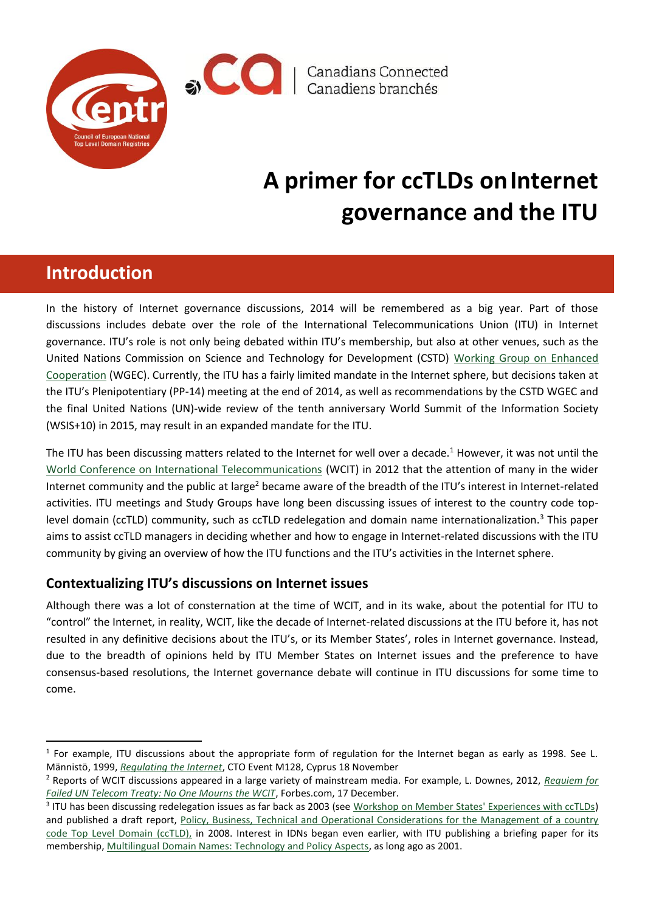# A primer for ccTLDs on Internet governance and the ITU

## Introduction

In the history of Internet governance discussions, 2014 will be remembered as a big year. Part of those discussions includes debate over the role of the International Telecommunications Union (ITU) in Internet governance. ITU's role is not only being debated within ITU's membership, but also at other venues, such as the United Nations Commission on Science and Technology for Development (CSTD) Working Group on Enhanced Cooperation (WGEC). Currently, the ITU has a fairly limited mandate in the Internet sphere, but decisions taken at the ITU's Plenipotentiary (PP-14) meeting at the end of 2014, as well as recommendations by the CSTD WGEC and the final United Nations (UN)-wide review of the tenth anniversary World Summit of the Information Society (WSIS+10) in 2015, may result in an expanded mandate for the ITU.

The ITU has been discussing matters related to the Internet for well over a decade.[1] However, it was not until the World Conference on International Telecommunications (WCIT) in 2012 that the attention of many in the wider Internet community and the public at large[2] became aware of the breadth of the ITU's interest in Internet-related activities. ITU meetings and Study Groups have long been discussing issues of interest to the country code top-level domain (ccTLD) community, such as ccTLD redelegation and domain name internationalization.[3] This paper aims to assist ccTLD managers in deciding whether and how to engage in Internet-related discussions with the ITU community by giving an overview of how the ITU functions and the ITU's activities in the Internet sphere.

### Contextualizing ITU's discussions on Internet issues

Although there was a lot of consternation at the time of WCIT, and in its wake, about the potential for ITU to "control" the Internet, in reality, WCIT, like the decade of Internet-related discussions at the ITU before it, has not resulted in any definitive decisions about the ITU's, or its Member States', roles in Internet governance. Instead, due to the breadth of opinions held by ITU Member States on Internet issues and the preference to have consensus-based resolutions, the Internet governance debate will continue in ITU discussions for some time to come.

---

[1] For example, ITU discussions about the appropriate form of regulation for the Internet began as early as 1998. See L. Männistö, 1999, *Regulating the Internet*, CTO Event M128, Cyprus 18 November

[2] Reports of WCIT discussions appeared in a large variety of mainstream media. For example, L. Downes, 2012, *Requiem for Failed UN Telecom Treaty: No One Mourns the WCIT*, Forbes.com, 17 December.

[3] ITU has been discussing redelegation issues as far back as 2003 (see Workshop on Member States' Experiences with ccTLDs) and published a draft report, Policy, Business, Technical and Operational Considerations for the Management of a country code Top Level Domain (ccTLD), in 2008. Interest in IDNs began even earlier, with ITU publishing a briefing paper for its membership, Multilingual Domain Names: Technology and Policy Aspects, as long ago as 2001.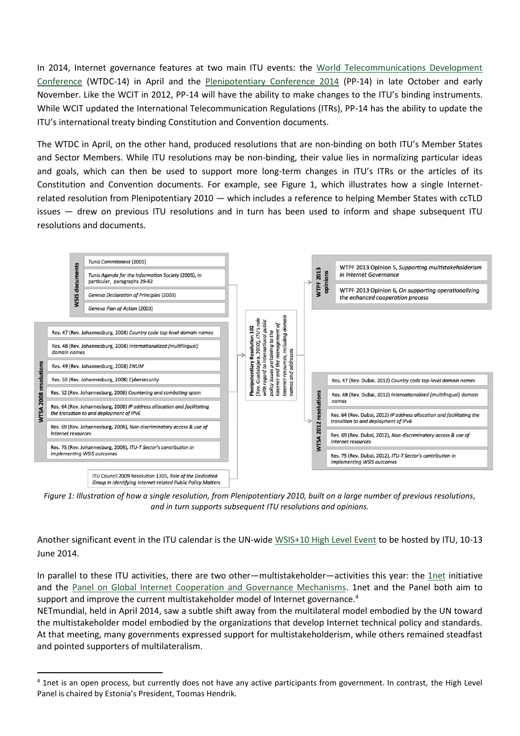In 2014, Internet governance features at two main ITU events: the World Telecommunications Development Conference (WTDC-14) in April and the Plenipotentiary Conference 2014 (PP-14) in late October and early November. Like the WCIT in 2012, PP-14 will have the ability to make changes to the ITU's binding instruments. While WCIT updated the International Telecommunication Regulations (ITRs), PP-14 has the ability to update the ITU's international treaty binding Constitution and Convention documents.

The WTDC in April, on the other hand, produced resolutions that are non-binding on both ITU's Member States and Sector Members. While ITU resolutions may be non-binding, their value lies in normalizing particular ideas and goals, which can then be used to support more long-term changes in ITU's ITRs or the articles of its Constitution and Convention documents. For example, see Figure 1, which illustrates how a single Internet-related resolution from Plenipotentiary 2010 — which includes a reference to helping Member States with ccTLD issues — drew on previous ITU resolutions and in turn has been used to inform and shape subsequent ITU resolutions and documents.

**WSIS documents**

- *Tunis Commitment* (2005)
- *Tunis Agenda for the Information Society* (2005), in particular, paragraphs 29-82
- *Geneva Declaration of Principles* (2003)
- *Geneva Plan of Action* (2003)

**WTSA 2008 resolutions**

- Res. 47 (Rev. Johannesburg, 2008) *Country code top-level domain names*
- Res. 48 (Rev. Johannesburg, 2008) *Internationalized (multilingual) domain names*
- Res. 49 (Rev. Johannesburg, 2008) *ENUM*
- Res. 50 (Rev. Johannesburg, 2008) *Cybersecurity*
- Res. 52 (Rev. Johannesburg, 2008) *Countering and combating spam*
- Res. 64 (Rev. Johannesburg, 2008) *IP address allocation and facilitating the transition to and deployment of IPv6*
- Res. 69 (Rev. Johannesburg, 2008), *Non-discriminatory access & use of Internet resources*
- Res. 75 (Rev. Johannesburg, 2008), *ITU-T Sector's contribution in implementing WSIS outcomes*

ITU Council 2009 Resolution 1305, *Role of the Dedicated Group in identifying Internet-related Public Policy Matters*

**Plenipotentiary Resolution 102** (Rev. Guadalajara, 2010), *ITU's role with regard to international public policy issues pertaining to the Internet and the management of Internet resources, including domain names and addresses*

**WTPF 2013 opinions**

- WTPF 2013 Opinion 5, *Supporting multistakeholderism in Internet Governance*
- WTPF 2013 Opinion 6, *On supporting operationalizing the enhanced cooperation process*

**WTSA 2012 resolutions**

- Res. 47 (Rev. Dubai, 2012) *Country code top-level domain names*
- Res. 48 (Rev. Dubai, 2012) *Internationalized (multilingual) domain names*
- Res. 64 (Rev. Dubai, 2012) *IP address allocation and facilitating the transition to and deployment of IPv6*
- Res. 69 (Rev. Dubai, 2012), *Non-discriminatory access & use of Internet resources*
- Res. 75 (Rev. Dubai, 2012), *ITU-T Sector's contribution in implementing WSIS outcomes*

*Figure 1: Illustration of how a single resolution, from Plenipotentiary 2010, built on a large number of previous resolutions, and in turn supports subsequent ITU resolutions and opinions.*

Another significant event in the ITU calendar is the UN-wide WSIS+10 High Level Event to be hosted by ITU, 10-13 June 2014.

In parallel to these ITU activities, there are two other—multistakeholder—activities this year: the 1net initiative and the Panel on Global Internet Cooperation and Governance Mechanisms. 1net and the Panel both aim to support and improve the current multistakeholder model of Internet governance.[4]

NETmundial, held in April 2014, saw a subtle shift away from the multilateral model embodied by the UN toward the multistakeholder model embodied by the organizations that develop Internet technical policy and standards. At that meeting, many governments expressed support for multistakeholderism, while others remained steadfast and pointed supporters of multilateralism.

[4] 1net is an open process, but currently does not have any active participants from government. In contrast, the High Level Panel is chaired by Estonia's President, Toomas Hendrik.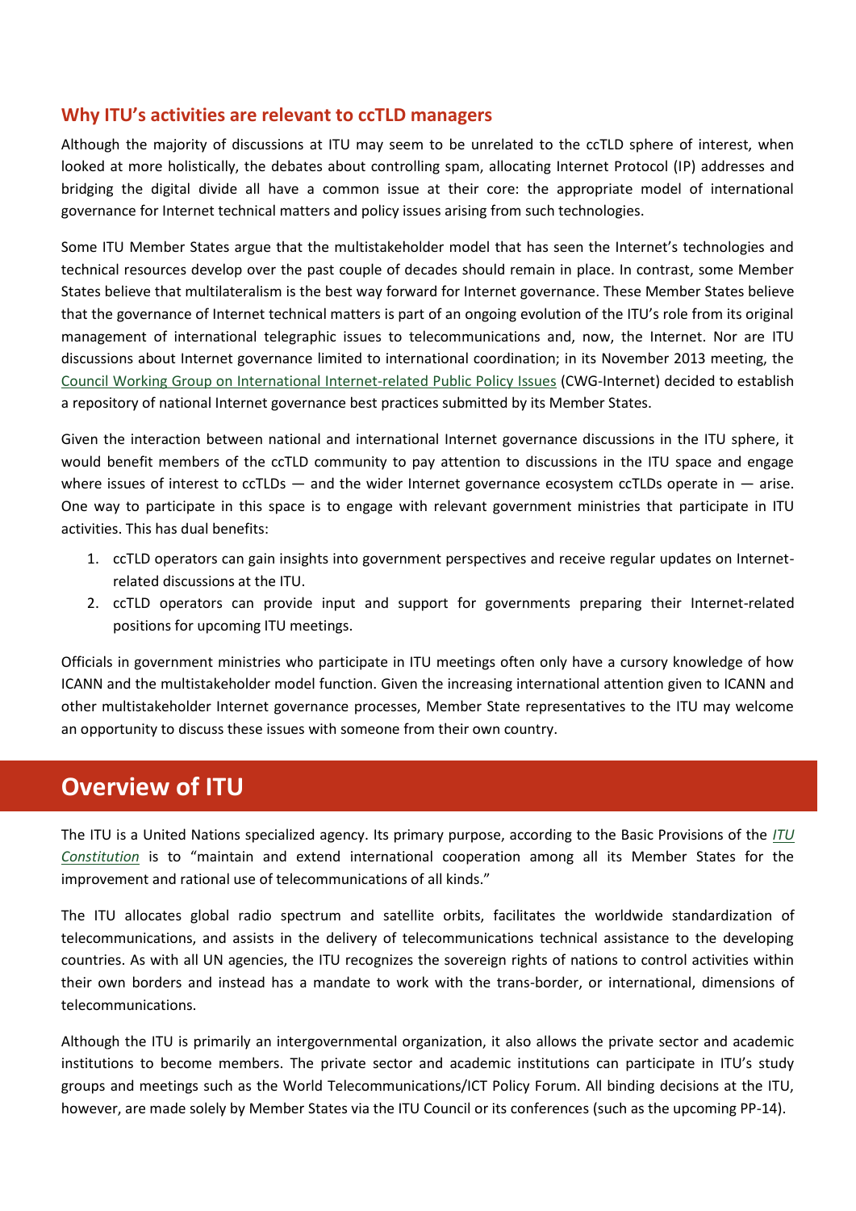### Why ITU's activities are relevant to ccTLD managers

Although the majority of discussions at ITU may seem to be unrelated to the ccTLD sphere of interest, when looked at more holistically, the debates about controlling spam, allocating Internet Protocol (IP) addresses and bridging the digital divide all have a common issue at their core: the appropriate model of international governance for Internet technical matters and policy issues arising from such technologies.

Some ITU Member States argue that the multistakeholder model that has seen the Internet's technologies and technical resources develop over the past couple of decades should remain in place. In contrast, some Member States believe that multilateralism is the best way forward for Internet governance. These Member States believe that the governance of Internet technical matters is part of an ongoing evolution of the ITU's role from its original management of international telegraphic issues to telecommunications and, now, the Internet. Nor are ITU discussions about Internet governance limited to international coordination; in its November 2013 meeting, the Council Working Group on International Internet-related Public Policy Issues (CWG-Internet) decided to establish a repository of national Internet governance best practices submitted by its Member States.

Given the interaction between national and international Internet governance discussions in the ITU sphere, it would benefit members of the ccTLD community to pay attention to discussions in the ITU space and engage where issues of interest to ccTLDs — and the wider Internet governance ecosystem ccTLDs operate in — arise. One way to participate in this space is to engage with relevant government ministries that participate in ITU activities. This has dual benefits:

1. ccTLD operators can gain insights into government perspectives and receive regular updates on Internet-related discussions at the ITU.
2. ccTLD operators can provide input and support for governments preparing their Internet-related positions for upcoming ITU meetings.

Officials in government ministries who participate in ITU meetings often only have a cursory knowledge of how ICANN and the multistakeholder model function. Given the increasing international attention given to ICANN and other multistakeholder Internet governance processes, Member State representatives to the ITU may welcome an opportunity to discuss these issues with someone from their own country.

## Overview of ITU

The ITU is a United Nations specialized agency. Its primary purpose, according to the Basic Provisions of the *ITU Constitution* is to "maintain and extend international cooperation among all its Member States for the improvement and rational use of telecommunications of all kinds."

The ITU allocates global radio spectrum and satellite orbits, facilitates the worldwide standardization of telecommunications, and assists in the delivery of telecommunications technical assistance to the developing countries. As with all UN agencies, the ITU recognizes the sovereign rights of nations to control activities within their own borders and instead has a mandate to work with the trans-border, or international, dimensions of telecommunications.

Although the ITU is primarily an intergovernmental organization, it also allows the private sector and academic institutions to become members. The private sector and academic institutions can participate in ITU's study groups and meetings such as the World Telecommunications/ICT Policy Forum. All binding decisions at the ITU, however, are made solely by Member States via the ITU Council or its conferences (such as the upcoming PP-14).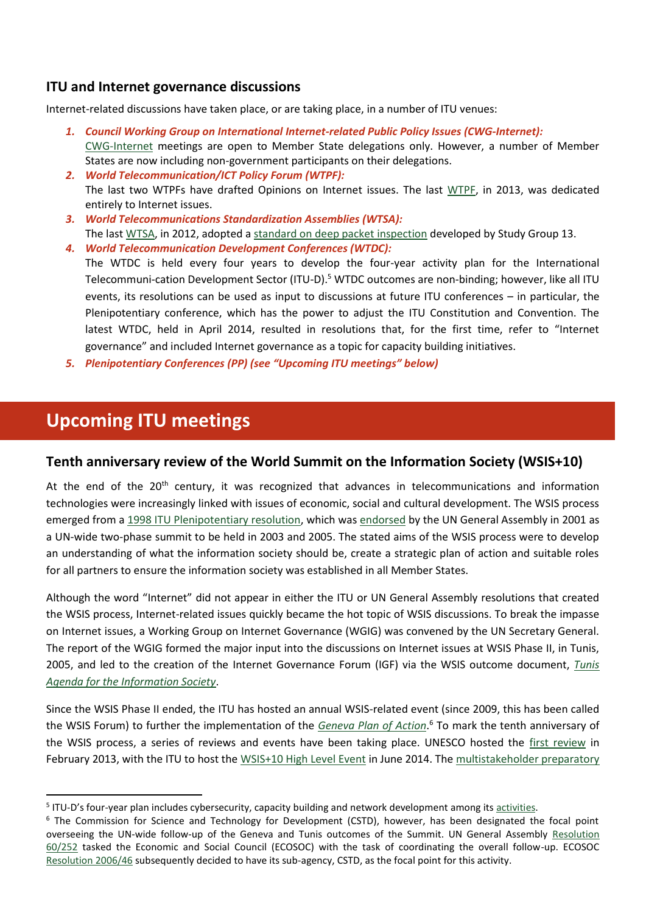### ITU and Internet governance discussions

Internet-related discussions have taken place, or are taking place, in a number of ITU venues:

1. ***Council Working Group on International Internet-related Public Policy Issues (CWG-Internet):*** CWG-Internet meetings are open to Member State delegations only. However, a number of Member States are now including non-government participants on their delegations.
2. ***World Telecommunication/ICT Policy Forum (WTPF):*** The last two WTPFs have drafted Opinions on Internet issues. The last WTPF, in 2013, was dedicated entirely to Internet issues.
3. ***World Telecommunications Standardization Assemblies (WTSA):*** The last WTSA, in 2012, adopted a standard on deep packet inspection developed by Study Group 13.
4. ***World Telecommunication Development Conferences (WTDC):*** The WTDC is held every four years to develop the four-year activity plan for the International Telecommuni-cation Development Sector (ITU-D).[5] WTDC outcomes are non-binding; however, like all ITU events, its resolutions can be used as input to discussions at future ITU conferences – in particular, the Plenipotentiary conference, which has the power to adjust the ITU Constitution and Convention. The latest WTDC, held in April 2014, resulted in resolutions that, for the first time, refer to "Internet governance" and included Internet governance as a topic for capacity building initiatives.
5. ***Plenipotentiary Conferences (PP) (see "Upcoming ITU meetings" below)***

## Upcoming ITU meetings

### Tenth anniversary review of the World Summit on the Information Society (WSIS+10)

At the end of the 20th century, it was recognized that advances in telecommunications and information technologies were increasingly linked with issues of economic, social and cultural development. The WSIS process emerged from a 1998 ITU Plenipotentiary resolution, which was endorsed by the UN General Assembly in 2001 as a UN-wide two-phase summit to be held in 2003 and 2005. The stated aims of the WSIS process were to develop an understanding of what the information society should be, create a strategic plan of action and suitable roles for all partners to ensure the information society was established in all Member States.

Although the word "Internet" did not appear in either the ITU or UN General Assembly resolutions that created the WSIS process, Internet-related issues quickly became the hot topic of WSIS discussions. To break the impasse on Internet issues, a Working Group on Internet Governance (WGIG) was convened by the UN Secretary General. The report of the WGIG formed the major input into the discussions on Internet issues at WSIS Phase II, in Tunis, 2005, and led to the creation of the Internet Governance Forum (IGF) via the WSIS outcome document, *Tunis Agenda for the Information Society*.

Since the WSIS Phase II ended, the ITU has hosted an annual WSIS-related event (since 2009, this has been called the WSIS Forum) to further the implementation of the *Geneva Plan of Action*.[6] To mark the tenth anniversary of the WSIS process, a series of reviews and events have been taking place. UNESCO hosted the first review in February 2013, with the ITU to host the WSIS+10 High Level Event in June 2014. The multistakeholder preparatory

---

[5] ITU-D's four-year plan includes cybersecurity, capacity building and network development among its activities.

[6] The Commission for Science and Technology for Development (CSTD), however, has been designated the focal point overseeing the UN-wide follow-up of the Geneva and Tunis outcomes of the Summit. UN General Assembly Resolution 60/252 tasked the Economic and Social Council (ECOSOC) with the task of coordinating the overall follow-up. ECOSOC Resolution 2006/46 subsequently decided to have its sub-agency, CSTD, as the focal point for this activity.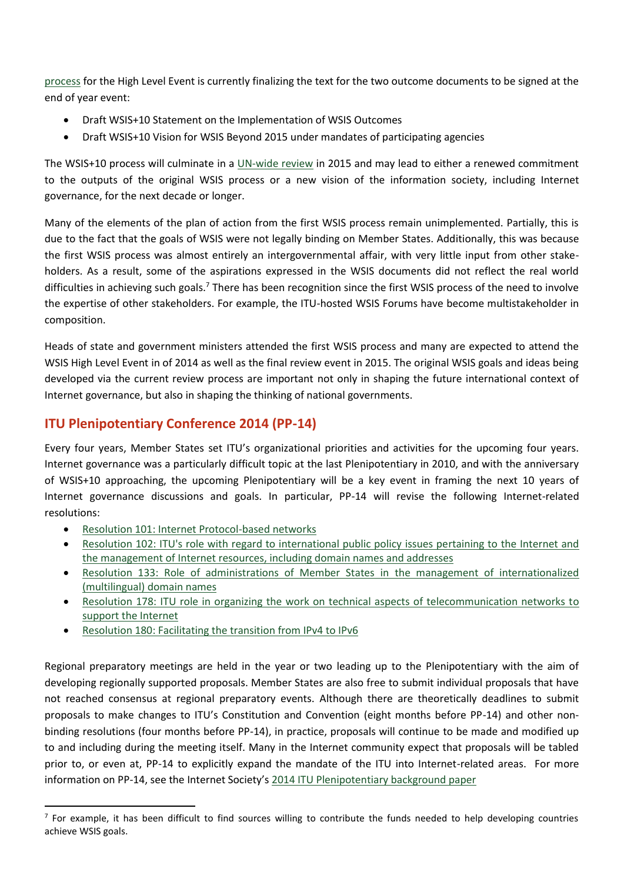process for the High Level Event is currently finalizing the text for the two outcome documents to be signed at the end of year event:

- Draft WSIS+10 Statement on the Implementation of WSIS Outcomes
- Draft WSIS+10 Vision for WSIS Beyond 2015 under mandates of participating agencies

The WSIS+10 process will culminate in a UN-wide review in 2015 and may lead to either a renewed commitment to the outputs of the original WSIS process or a new vision of the information society, including Internet governance, for the next decade or longer.

Many of the elements of the plan of action from the first WSIS process remain unimplemented. Partially, this is due to the fact that the goals of WSIS were not legally binding on Member States. Additionally, this was because the first WSIS process was almost entirely an intergovernmental affair, with very little input from other stake-holders. As a result, some of the aspirations expressed in the WSIS documents did not reflect the real world difficulties in achieving such goals.[7] There has been recognition since the first WSIS process of the need to involve the expertise of other stakeholders. For example, the ITU-hosted WSIS Forums have become multistakeholder in composition.

Heads of state and government ministers attended the first WSIS process and many are expected to attend the WSIS High Level Event in of 2014 as well as the final review event in 2015. The original WSIS goals and ideas being developed via the current review process are important not only in shaping the future international context of Internet governance, but also in shaping the thinking of national governments.

## ITU Plenipotentiary Conference 2014 (PP-14)

Every four years, Member States set ITU's organizational priorities and activities for the upcoming four years. Internet governance was a particularly difficult topic at the last Plenipotentiary in 2010, and with the anniversary of WSIS+10 approaching, the upcoming Plenipotentiary will be a key event in framing the next 10 years of Internet governance discussions and goals. In particular, PP-14 will revise the following Internet-related resolutions:

- Resolution 101: Internet Protocol-based networks
- Resolution 102: ITU's role with regard to international public policy issues pertaining to the Internet and the management of Internet resources, including domain names and addresses
- Resolution 133: Role of administrations of Member States in the management of internationalized (multilingual) domain names
- Resolution 178: ITU role in organizing the work on technical aspects of telecommunication networks to support the Internet
- Resolution 180: Facilitating the transition from IPv4 to IPv6

Regional preparatory meetings are held in the year or two leading up to the Plenipotentiary with the aim of developing regionally supported proposals. Member States are also free to submit individual proposals that have not reached consensus at regional preparatory events. Although there are theoretically deadlines to submit proposals to make changes to ITU's Constitution and Convention (eight months before PP-14) and other non-binding resolutions (four months before PP-14), in practice, proposals will continue to be made and modified up to and including during the meeting itself. Many in the Internet community expect that proposals will be tabled prior to, or even at, PP-14 to explicitly expand the mandate of the ITU into Internet-related areas. For more information on PP-14, see the Internet Society's 2014 ITU Plenipotentiary background paper

[7] For example, it has been difficult to find sources willing to contribute the funds needed to help developing countries achieve WSIS goals.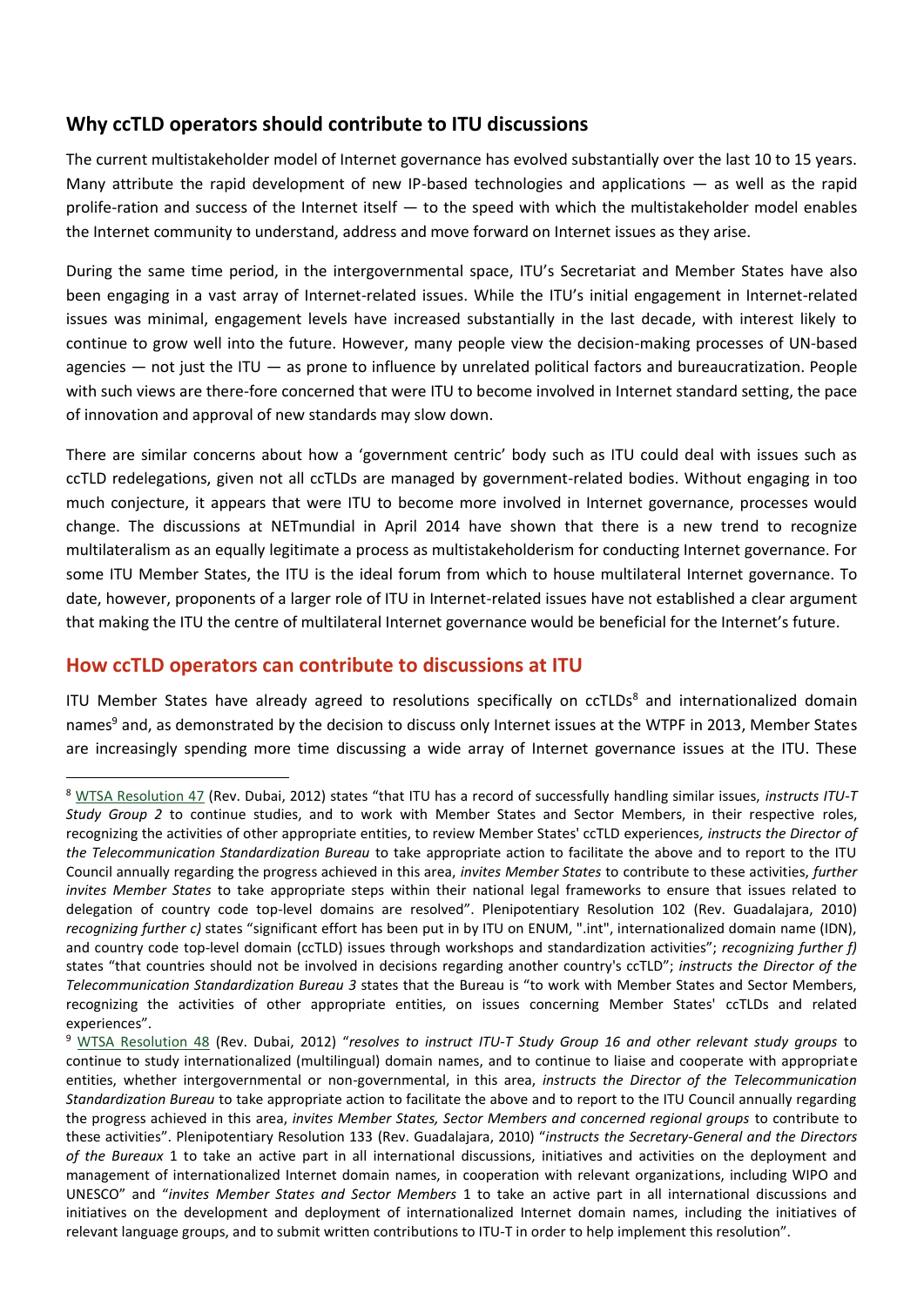## Why ccTLD operators should contribute to ITU discussions

The current multistakeholder model of Internet governance has evolved substantially over the last 10 to 15 years. Many attribute the rapid development of new IP-based technologies and applications — as well as the rapid prolife-ration and success of the Internet itself — to the speed with which the multistakeholder model enables the Internet community to understand, address and move forward on Internet issues as they arise.

During the same time period, in the intergovernmental space, ITU's Secretariat and Member States have also been engaging in a vast array of Internet-related issues. While the ITU's initial engagement in Internet-related issues was minimal, engagement levels have increased substantially in the last decade, with interest likely to continue to grow well into the future. However, many people view the decision-making processes of UN-based agencies — not just the ITU — as prone to influence by unrelated political factors and bureaucratization. People with such views are there-fore concerned that were ITU to become involved in Internet standard setting, the pace of innovation and approval of new standards may slow down.

There are similar concerns about how a 'government centric' body such as ITU could deal with issues such as ccTLD redelegations, given not all ccTLDs are managed by government-related bodies. Without engaging in too much conjecture, it appears that were ITU to become more involved in Internet governance, processes would change. The discussions at NETmundial in April 2014 have shown that there is a new trend to recognize multilateralism as an equally legitimate a process as multistakeholderism for conducting Internet governance. For some ITU Member States, the ITU is the ideal forum from which to house multilateral Internet governance. To date, however, proponents of a larger role of ITU in Internet-related issues have not established a clear argument that making the ITU the centre of multilateral Internet governance would be beneficial for the Internet's future.

## How ccTLD operators can contribute to discussions at ITU

ITU Member States have already agreed to resolutions specifically on ccTLDs[8] and internationalized domain names[9] and, as demonstrated by the decision to discuss only Internet issues at the WTPF in 2013, Member States are increasingly spending more time discussing a wide array of Internet governance issues at the ITU. These

---

[8] WTSA Resolution 47 (Rev. Dubai, 2012) states "that ITU has a record of successfully handling similar issues, *instructs ITU-T Study Group 2* to continue studies, and to work with Member States and Sector Members, in their respective roles, recognizing the activities of other appropriate entities, to review Member States' ccTLD experiences*, instructs the Director of the Telecommunication Standardization Bureau* to take appropriate action to facilitate the above and to report to the ITU Council annually regarding the progress achieved in this area, *invites Member States* to contribute to these activities, *further invites Member States* to take appropriate steps within their national legal frameworks to ensure that issues related to delegation of country code top-level domains are resolved". Plenipotentiary Resolution 102 (Rev. Guadalajara, 2010) *recognizing further c)* states "significant effort has been put in by ITU on ENUM, ".int", internationalized domain name (IDN), and country code top-level domain (ccTLD) issues through workshops and standardization activities"; *recognizing further f)* states "that countries should not be involved in decisions regarding another country's ccTLD"; *instructs the Director of the Telecommunication Standardization Bureau 3* states that the Bureau is "to work with Member States and Sector Members, recognizing the activities of other appropriate entities, on issues concerning Member States' ccTLDs and related experiences".

[9] WTSA Resolution 48 (Rev. Dubai, 2012) "*resolves to instruct ITU-T Study Group 16 and other relevant study groups* to continue to study internationalized (multilingual) domain names, and to continue to liaise and cooperate with appropriate entities, whether intergovernmental or non-governmental, in this area, *instructs the Director of the Telecommunication Standardization Bureau* to take appropriate action to facilitate the above and to report to the ITU Council annually regarding the progress achieved in this area, *invites Member States, Sector Members and concerned regional groups* to contribute to these activities". Plenipotentiary Resolution 133 (Rev. Guadalajara, 2010) "*instructs the Secretary-General and the Directors of the Bureaux* 1 to take an active part in all international discussions, initiatives and activities on the deployment and management of internationalized Internet domain names, in cooperation with relevant organizations, including WIPO and UNESCO" and "*invites Member States and Sector Members* 1 to take an active part in all international discussions and initiatives on the development and deployment of internationalized Internet domain names, including the initiatives of relevant language groups, and to submit written contributions to ITU-T in order to help implement this resolution".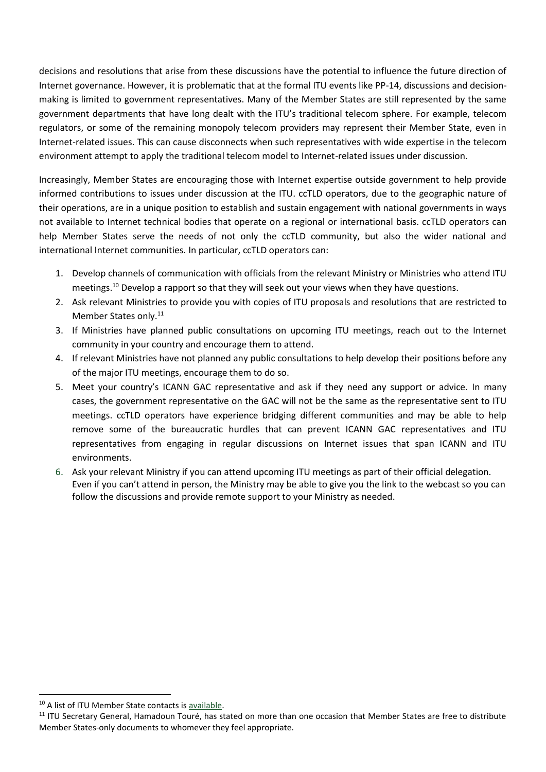decisions and resolutions that arise from these discussions have the potential to influence the future direction of Internet governance. However, it is problematic that at the formal ITU events like PP-14, discussions and decision-making is limited to government representatives. Many of the Member States are still represented by the same government departments that have long dealt with the ITU's traditional telecom sphere. For example, telecom regulators, or some of the remaining monopoly telecom providers may represent their Member State, even in Internet-related issues. This can cause disconnects when such representatives with wide expertise in the telecom environment attempt to apply the traditional telecom model to Internet-related issues under discussion.

Increasingly, Member States are encouraging those with Internet expertise outside government to help provide informed contributions to issues under discussion at the ITU. ccTLD operators, due to the geographic nature of their operations, are in a unique position to establish and sustain engagement with national governments in ways not available to Internet technical bodies that operate on a regional or international basis. ccTLD operators can help Member States serve the needs of not only the ccTLD community, but also the wider national and international Internet communities. In particular, ccTLD operators can:

1. Develop channels of communication with officials from the relevant Ministry or Ministries who attend ITU meetings.[10] Develop a rapport so that they will seek out your views when they have questions.
2. Ask relevant Ministries to provide you with copies of ITU proposals and resolutions that are restricted to Member States only.[11]
3. If Ministries have planned public consultations on upcoming ITU meetings, reach out to the Internet community in your country and encourage them to attend.
4. If relevant Ministries have not planned any public consultations to help develop their positions before any of the major ITU meetings, encourage them to do so.
5. Meet your country's ICANN GAC representative and ask if they need any support or advice. In many cases, the government representative on the GAC will not be the same as the representative sent to ITU meetings. ccTLD operators have experience bridging different communities and may be able to help remove some of the bureaucratic hurdles that can prevent ICANN GAC representatives and ITU representatives from engaging in regular discussions on Internet issues that span ICANN and ITU environments.
6. Ask your relevant Ministry if you can attend upcoming ITU meetings as part of their official delegation. Even if you can't attend in person, the Ministry may be able to give you the link to the webcast so you can follow the discussions and provide remote support to your Ministry as needed.

---

[10] A list of ITU Member State contacts is available.

[11] ITU Secretary General, Hamadoun Touré, has stated on more than one occasion that Member States are free to distribute Member States-only documents to whomever they feel appropriate.